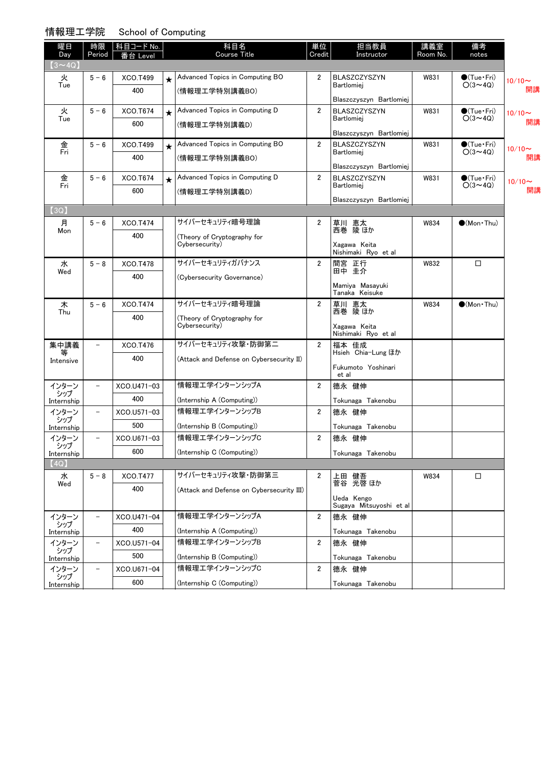## 情報理工学院　School of Computing

| 曜日 Day | 時限 Period | 科目コード No. 番台 Level | | 科目名 Course Title | 単位 Credit | 担当教員 Instructor | 講義室 Room No. | 備考 notes | |
|---|---|---|---|---|---|---|---|---|---|
| 【3～4Q】 | | | | | | | | | |
| 火 Tue | 5 － 6 | XCO.T499 400 | ★ | Advanced Topics in Computing BO (情報理工学特別講義BO) | 2 | BLASZCZYSZYN Bartlomiej Blaszczyszyn Bartlomiej | W831 | ●(Tue・Fri) ○(3～4Q) | 10/10～開講 |
| 火 Tue | 5 － 6 | XCO.T674 600 | ★ | Advanced Topics in Computing D (情報理工学特別講義D) | 2 | BLASZCZYSZYN Bartlomiej Blaszczyszyn Bartlomiej | W831 | ●(Tue・Fri) ○(3～4Q) | 10/10～開講 |
| 金 Fri | 5 － 6 | XCO.T499 400 | ★ | Advanced Topics in Computing BO (情報理工学特別講義BO) | 2 | BLASZCZYSZYN Bartlomiej Blaszczyszyn Bartlomiej | W831 | ●(Tue・Fri) ○(3～4Q) | 10/10～開講 |
| 金 Fri | 5 － 6 | XCO.T674 600 | ★ | Advanced Topics in Computing D (情報理工学特別講義D) | 2 | BLASZCZYSZYN Bartlomiej Blaszczyszyn Bartlomiej | W831 | ●(Tue・Fri) ○(3～4Q) | 10/10～開講 |
| 【3Q】 | | | | | | | | | |
| 月 Mon | 5 － 6 | XCO.T474 400 | | サイバーセキュリティ暗号理論 (Theory of Cryptography for Cybersecurity) | 2 | 草川　恵太 西巻　陵 ほか Xagawa Keita Nishimaki Ryo et al | W834 | ●(Mon・Thu) | |
| 水 Wed | 5 － 8 | XCO.T478 400 | | サイバーセキュリティガバナンス (Cybersecurity Governance) | 2 | 間宮　正行 田中　圭介 Mamiya Masayuki Tanaka Keisuke | W832 | □ | |
| 木 Thu | 5 － 6 | XCO.T474 400 | | サイバーセキュリティ暗号理論 (Theory of Cryptography for Cybersecurity) | 2 | 草川　恵太 西巻　陵 ほか Xagawa Keita Nishimaki Ryo et al | W834 | ●(Mon・Thu) | |
| 集中講義等 Intensive | － | XCO.T476 400 | | サイバーセキュリティ攻撃・防御第二 (Attack and Defense on Cybersecurity II) | 2 | 福本　佳成 Hsieh Chia-Lung ほか Fukumoto Yoshinari et al | | | |
| インターンシップ Internship | － | XCO.U471-03 400 | | 情報理工学インターンシップA (Internship A (Computing)) | 2 | 徳永　健伸 Tokunaga Takenobu | | | |
| インターンシップ Internship | － | XCO.U571-03 500 | | 情報理工学インターンシップB (Internship B (Computing)) | 2 | 徳永　健伸 Tokunaga Takenobu | | | |
| インターンシップ Internship | － | XCO.U671-03 600 | | 情報理工学インターンシップC (Internship C (Computing)) | 2 | 徳永　健伸 Tokunaga Takenobu | | | |
| 【4Q】 | | | | | | | | | |
| 水 Wed | 5 － 8 | XCO.T477 400 | | サイバーセキュリティ攻撃・防御第三 (Attack and Defense on Cybersecurity III) | 2 | 上田　健吾 菅谷　光啓 ほか Ueda Kengo Sugaya Mitsuyoshi et al | W834 | □ | |
| インターンシップ Internship | － | XCO.U471-04 400 | | 情報理工学インターンシップA (Internship A (Computing)) | 2 | 徳永　健伸 Tokunaga Takenobu | | | |
| インターンシップ Internship | － | XCO.U571-04 500 | | 情報理工学インターンシップB (Internship B (Computing)) | 2 | 徳永　健伸 Tokunaga Takenobu | | | |
| インターンシップ Internship | － | XCO.U671-04 600 | | 情報理工学インターンシップC (Internship C (Computing)) | 2 | 徳永　健伸 Tokunaga Takenobu | | | |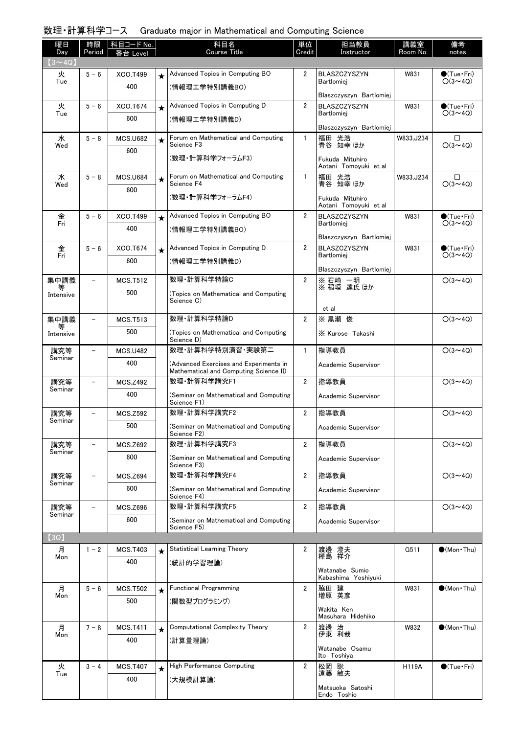# 数理・計算科学コース　Graduate major in Mathematical and Computing Science

| 曜日 Day | 時限 Period | 科目コード No. 番台 Level | | 科目名 Course Title | 単位 Credit | 担当教員 Instructor | 講義室 Room No. | 備考 notes |
|---|---|---|---|---|---|---|---|---|
| 【3～4Q】 | | | | | | | | |
| 火 Tue | 5－6 | XCO.T499 400 | ★ | Advanced Topics in Computing BO (情報理工学特別講義BO) | 2 | BLASZCZYSZYN Bartlomiej Blaszczyszyn Bartlomiej | W831 | ●(Tue・Fri) ○(3～4Q) |
| 火 Tue | 5－6 | XCO.T674 600 | ★ | Advanced Topics in Computing D (情報理工学特別講義D) | 2 | BLASZCZYSZYN Bartlomiej Blaszczyszyn Bartlomiej | W831 | ●(Tue・Fri) ○(3～4Q) |
| 水 Wed | 5－8 | MCS.U682 600 | ★ | Forum on Mathematical and Computing Science F3 (数理・計算科学フォーラムF3) | 1 | 福田 光浩 青谷 知幸 ほか Fukuda Mituhiro Aotani Tomoyuki et al | W833,J234 | □ ○(3～4Q) |
| 水 Wed | 5－8 | MCS.U684 600 | ★ | Forum on Mathematical and Computing Science F4 (数理・計算科学フォーラムF4) | 1 | 福田 光浩 青谷 知幸 ほか Fukuda Mituhiro Aotani Tomoyuki et al | W833,J234 | □ ○(3～4Q) |
| 金 Fri | 5－6 | XCO.T499 400 | ★ | Advanced Topics in Computing BO (情報理工学特別講義BO) | 2 | BLASZCZYSZYN Bartlomiej Blaszczyszyn Bartlomiej | W831 | ●(Tue・Fri) ○(3～4Q) |
| 金 Fri | 5－6 | XCO.T674 600 | ★ | Advanced Topics in Computing D (情報理工学特別講義D) | 2 | BLASZCZYSZYN Bartlomiej Blaszczyszyn Bartlomiej | W831 | ●(Tue・Fri) ○(3～4Q) |
| 集中講義等 Intensive | － | MCS.T512 500 | | 数理・計算科学特論C (Topics on Mathematical and Computing Science C) | 2 | ※ 石崎 一明 ※ 稲垣 達氏 ほか et al | | ○(3～4Q) |
| 集中講義等 Intensive | － | MCS.T513 500 | | 数理・計算科学特論D (Topics on Mathematical and Computing Science D) | 2 | ※ 黒瀬 俊 ※ Kurose Takashi | | ○(3～4Q) |
| 講究等 Seminar | － | MCS.U482 400 | | 数理・計算科学特別演習・実験第二 (Advanced Exercises and Experiments in Mathematical and Computing Science II) | 1 | 指導教員 Academic Supervisor | | ○(3～4Q) |
| 講究等 Seminar | － | MCS.Z492 400 | | 数理・計算科学講究F1 (Seminar on Mathematical and Computing Science F1) | 2 | 指導教員 Academic Supervisor | | ○(3～4Q) |
| 講究等 Seminar | － | MCS.Z592 500 | | 数理・計算科学講究F2 (Seminar on Mathematical and Computing Science F2) | 2 | 指導教員 Academic Supervisor | | ○(3～4Q) |
| 講究等 Seminar | － | MCS.Z692 600 | | 数理・計算科学講究F3 (Seminar on Mathematical and Computing Science F3) | 2 | 指導教員 Academic Supervisor | | ○(3～4Q) |
| 講究等 Seminar | － | MCS.Z694 600 | | 数理・計算科学講究F4 (Seminar on Mathematical and Computing Science F4) | 2 | 指導教員 Academic Supervisor | | ○(3～4Q) |
| 講究等 Seminar | － | MCS.Z696 600 | | 数理・計算科学講究F5 (Seminar on Mathematical and Computing Science F5) | 2 | 指導教員 Academic Supervisor | | ○(3～4Q) |
| 【3Q】 | | | | | | | | |
| 月 Mon | 1－2 | MCS.T403 400 | ★ | Statistical Learning Theory (統計的学習理論) | 2 | 渡邊 澄夫 樺島 祥介 Watanabe Sumio Kabashima Yoshiyuki | G511 | ●(Mon・Thu) |
| 月 Mon | 5－6 | MCS.T502 500 | ★ | Functional Programming (関数型プログラミング) | 2 | 脇田 建 増原 英彦 Wakita Ken Masuhara Hidehiko | W831 | ●(Mon・Thu) |
| 月 Mon | 7－8 | MCS.T411 400 | ★ | Computational Complexity Theory (計算量理論) | 2 | 渡邊 治 伊東 利哉 Watanabe Osamu Ito Toshiya | W832 | ●(Mon・Thu) |
| 火 Tue | 3－4 | MCS.T407 400 | ★ | High Performance Computing (大規模計算論) | 2 | 松岡 聡 遠藤 敏夫 Matsuoka Satoshi Endo Toshio | H119A | ●(Tue・Fri) |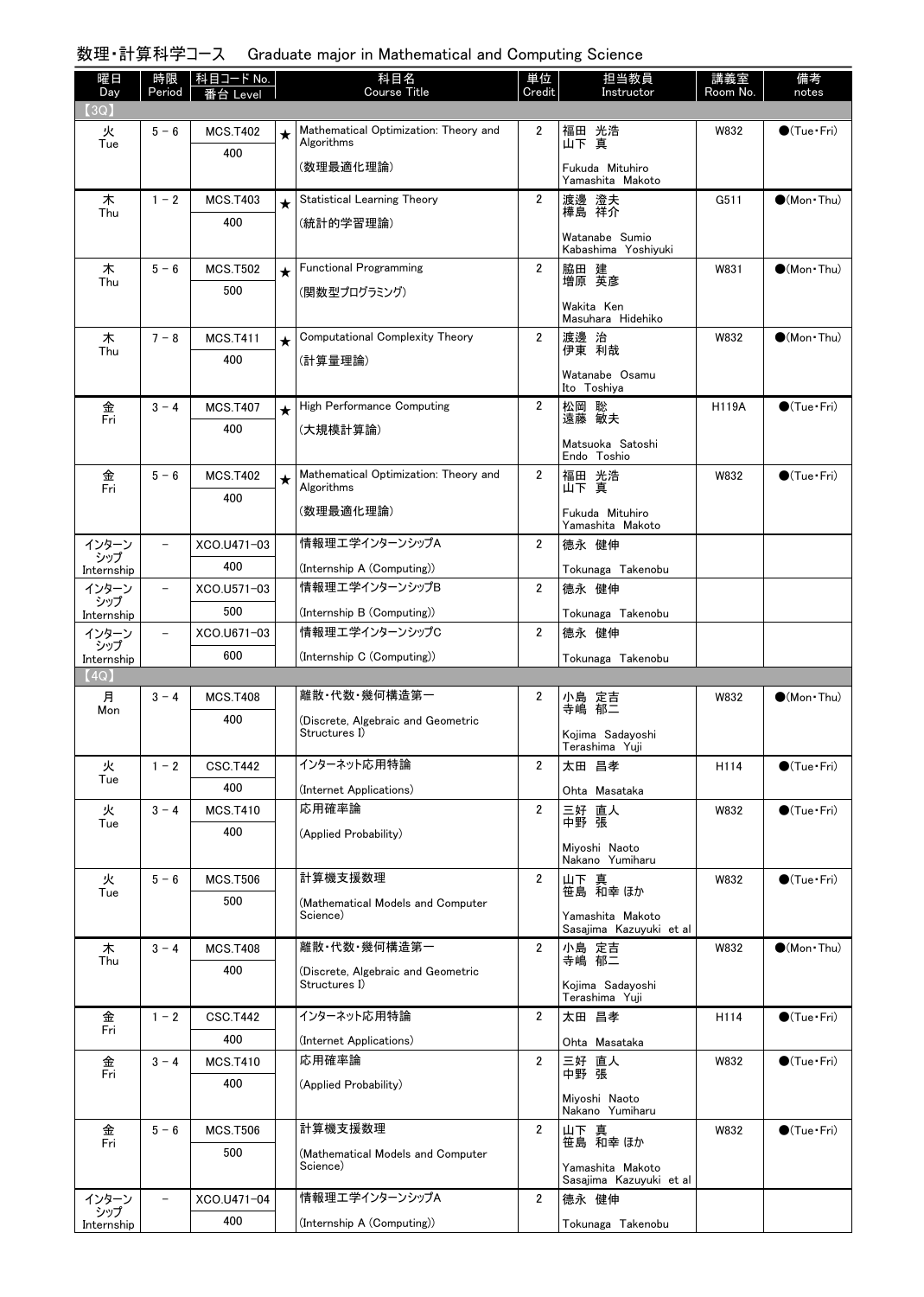## 数理・計算科学コース　Graduate major in Mathematical and Computing Science

| 曜日 Day | 時限 Period | 科目コード No. 番台 Level | | 科目名 Course Title | 単位 Credit | 担当教員 Instructor | 講義室 Room No. | 備考 notes |
|---|---|---|---|---|---|---|---|---|
| 【3Q】 | | | | | | | | |
| 火 Tue | 5－6 | MCS.T402 400 | ★ | Mathematical Optimization: Theory and Algorithms (数理最適化理論) | 2 | 福田 光浩 山下 真 Fukuda Mituhiro Yamashita Makoto | W832 | ●(Tue・Fri) |
| 木 Thu | 1－2 | MCS.T403 400 | ★ | Statistical Learning Theory (統計的学習理論) | 2 | 渡邊 澄夫 樺島 祥介 Watanabe Sumio Kabashima Yoshiyuki | G511 | ●(Mon・Thu) |
| 木 Thu | 5－6 | MCS.T502 500 | ★ | Functional Programming (関数型プログラミング) | 2 | 脇田 建 増原 英彦 Wakita Ken Masuhara Hidehiko | W831 | ●(Mon・Thu) |
| 木 Thu | 7－8 | MCS.T411 400 | ★ | Computational Complexity Theory (計算量理論) | 2 | 渡邊 治 伊東 利哉 Watanabe Osamu Ito Toshiya | W832 | ●(Mon・Thu) |
| 金 Fri | 3－4 | MCS.T407 400 | ★ | High Performance Computing (大規模計算論) | 2 | 松岡 聡 遠藤 敏夫 Matsuoka Satoshi Endo Toshio | H119A | ●(Tue・Fri) |
| 金 Fri | 5－6 | MCS.T402 400 | ★ | Mathematical Optimization: Theory and Algorithms (数理最適化理論) | 2 | 福田 光浩 山下 真 Fukuda Mituhiro Yamashita Makoto | W832 | ●(Tue・Fri) |
| インターンシップ Internship | － | XCO.U471-03 400 | | 情報理工学インターンシップA (Internship A (Computing)) | 2 | 徳永 健伸 Tokunaga Takenobu | | |
| インターンシップ Internship | － | XCO.U571-03 500 | | 情報理工学インターンシップB (Internship B (Computing)) | 2 | 徳永 健伸 Tokunaga Takenobu | | |
| インターンシップ Internship | － | XCO.U671-03 600 | | 情報理工学インターンシップC (Internship C (Computing)) | 2 | 徳永 健伸 Tokunaga Takenobu | | |
| 【4Q】 | | | | | | | | |
| 月 Mon | 3－4 | MCS.T408 400 | | 離散・代数・幾何構造第一 (Discrete, Algebraic and Geometric Structures I) | 2 | 小島 定吉 寺嶋 郁二 Kojima Sadayoshi Terashima Yuji | W832 | ●(Mon・Thu) |
| 火 Tue | 1－2 | CSC.T442 400 | | インターネット応用特論 (Internet Applications) | 2 | 太田 昌孝 Ohta Masataka | H114 | ●(Tue・Fri) |
| 火 Tue | 3－4 | MCS.T410 400 | | 応用確率論 (Applied Probability) | 2 | 三好 直人 中野 張 Miyoshi Naoto Nakano Yumiharu | W832 | ●(Tue・Fri) |
| 火 Tue | 5－6 | MCS.T506 500 | | 計算機支援数理 (Mathematical Models and Computer Science) | 2 | 山下 真 笹島 和幸 ほか Yamashita Makoto Sasajima Kazuyuki et al | W832 | ●(Tue・Fri) |
| 木 Thu | 3－4 | MCS.T408 400 | | 離散・代数・幾何構造第一 (Discrete, Algebraic and Geometric Structures I) | 2 | 小島 定吉 寺嶋 郁二 Kojima Sadayoshi Terashima Yuji | W832 | ●(Mon・Thu) |
| 金 Fri | 1－2 | CSC.T442 400 | | インターネット応用特論 (Internet Applications) | 2 | 太田 昌孝 Ohta Masataka | H114 | ●(Tue・Fri) |
| 金 Fri | 3－4 | MCS.T410 400 | | 応用確率論 (Applied Probability) | 2 | 三好 直人 中野 張 Miyoshi Naoto Nakano Yumiharu | W832 | ●(Tue・Fri) |
| 金 Fri | 5－6 | MCS.T506 500 | | 計算機支援数理 (Mathematical Models and Computer Science) | 2 | 山下 真 笹島 和幸 ほか Yamashita Makoto Sasajima Kazuyuki et al | W832 | ●(Tue・Fri) |
| インターンシップ Internship | － | XCO.U471-04 400 | | 情報理工学インターンシップA (Internship A (Computing)) | 2 | 徳永 健伸 Tokunaga Takenobu | | |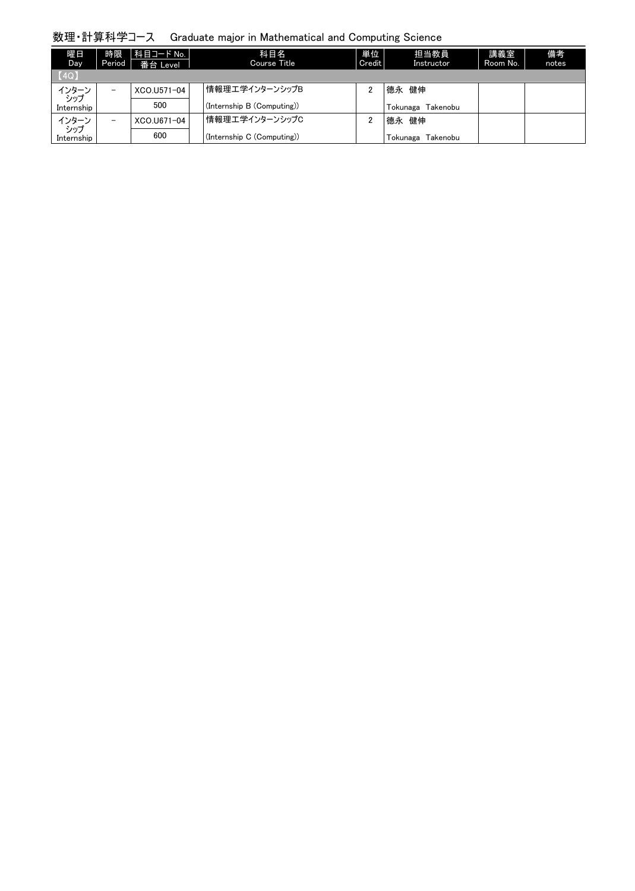# 数理・計算科学コース　Graduate major in Mathematical and Computing Science

| 曜日<br>Day | 時限<br>Period | 科目コード No.<br>番台 Level | 科目名<br>Course Title | 単位<br>Credit | 担当教員<br>Instructor | 講義室<br>Room No. | 備考<br>notes |
|---|---|---|---|---|---|---|---|
| 【4Q】 | | | | | | | |
| インターンシップ<br>Internship | － | XCO.U571-04<br>500 | 情報理工学インターンシップB<br>(Internship B (Computing)) | 2 | 徳永 健伸<br>Tokunaga Takenobu | | |
| インターンシップ<br>Internship | － | XCO.U671-04<br>600 | 情報理工学インターンシップC<br>(Internship C (Computing)) | 2 | 徳永 健伸<br>Tokunaga Takenobu | | |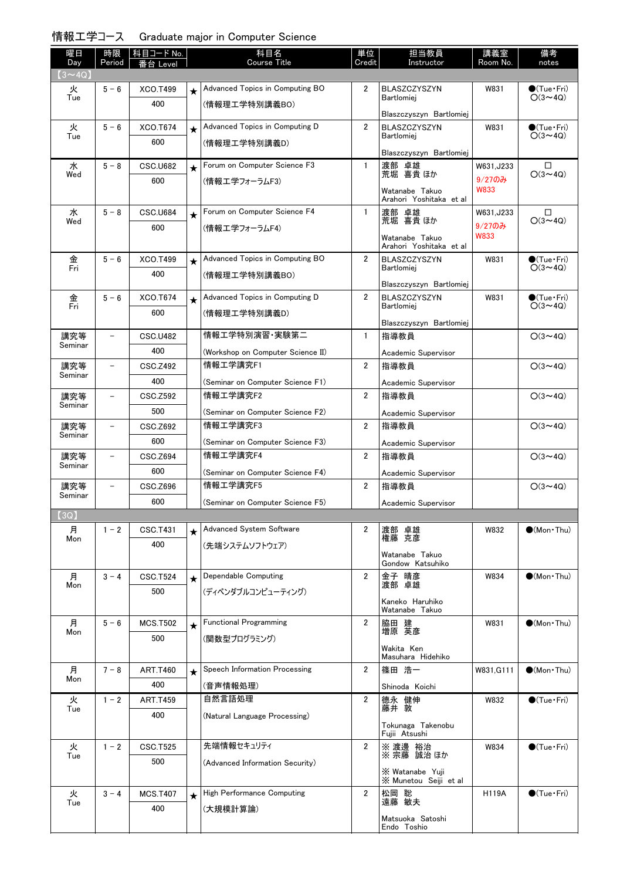# 情報工学コース　Graduate major in Computer Science

| 曜日 Day | 時限 Period | 科目コード No. 番台 Level | | 科目名 Course Title | 単位 Credit | 担当教員 Instructor | 講義室 Room No. | 備考 notes |
|---|---|---|---|---|---|---|---|---|
| 【3〜4Q】 | | | | | | | | |
| 火 Tue | 5 − 6 | XCO.T499 400 | ★ | Advanced Topics in Computing BO (情報理工学特別講義BO) | 2 | BLASZCZYSZYN Bartlomiej Blaszczyszyn Bartlomiej | W831 | ●(Tue・Fri) ○(3〜4Q) |
| 火 Tue | 5 − 6 | XCO.T674 600 | ★ | Advanced Topics in Computing D (情報理工学特別講義D) | 2 | BLASZCZYSZYN Bartlomiej Blaszczyszyn Bartlomiej | W831 | ●(Tue・Fri) ○(3〜4Q) |
| 水 Wed | 5 − 8 | CSC.U682 600 | ★ | Forum on Computer Science F3 (情報工学フォーラムF3) | 1 | 渡部 卓雄 荒堀 喜貴 ほか Watanabe Takuo Arahori Yoshitaka et al | W631,J233 9/27のみ W833 | □ ○(3〜4Q) |
| 水 Wed | 5 − 8 | CSC.U684 600 | ★ | Forum on Computer Science F4 (情報工学フォーラムF4) | 1 | 渡部 卓雄 荒堀 喜貴 ほか Watanabe Takuo Arahori Yoshitaka et al | W631,J233 9/27のみ W833 | □ ○(3〜4Q) |
| 金 Fri | 5 − 6 | XCO.T499 400 | ★ | Advanced Topics in Computing BO (情報理工学特別講義BO) | 2 | BLASZCZYSZYN Bartlomiej Blaszczyszyn Bartlomiej | W831 | ●(Tue・Fri) ○(3〜4Q) |
| 金 Fri | 5 − 6 | XCO.T674 600 | ★ | Advanced Topics in Computing D (情報理工学特別講義D) | 2 | BLASZCZYSZYN Bartlomiej Blaszczyszyn Bartlomiej | W831 | ●(Tue・Fri) ○(3〜4Q) |
| 講究等 Seminar | − | CSC.U482 400 | | 情報工学特別演習・実験第二 (Workshop on Computer Science II) | 1 | 指導教員 Academic Supervisor | | ○(3〜4Q) |
| 講究等 Seminar | − | CSC.Z492 400 | | 情報工学講究F1 (Seminar on Computer Science F1) | 2 | 指導教員 Academic Supervisor | | ○(3〜4Q) |
| 講究等 Seminar | − | CSC.Z592 500 | | 情報工学講究F2 (Seminar on Computer Science F2) | 2 | 指導教員 Academic Supervisor | | ○(3〜4Q) |
| 講究等 Seminar | − | CSC.Z692 600 | | 情報工学講究F3 (Seminar on Computer Science F3) | 2 | 指導教員 Academic Supervisor | | ○(3〜4Q) |
| 講究等 Seminar | − | CSC.Z694 600 | | 情報工学講究F4 (Seminar on Computer Science F4) | 2 | 指導教員 Academic Supervisor | | ○(3〜4Q) |
| 講究等 Seminar | − | CSC.Z696 600 | | 情報工学講究F5 (Seminar on Computer Science F5) | 2 | 指導教員 Academic Supervisor | | ○(3〜4Q) |
| 【3Q】 | | | | | | | | |
| 月 Mon | 1 − 2 | CSC.T431 400 | ★ | Advanced System Software (先端システムソフトウェア) | 2 | 渡部 卓雄 権藤 克彦 Watanabe Takuo Gondow Katsuhiko | W832 | ●(Mon・Thu) |
| 月 Mon | 3 − 4 | CSC.T524 500 | ★ | Dependable Computing (ディペンダブルコンピューティング) | 2 | 金子 晴彦 渡部 卓雄 Kaneko Haruhiko Watanabe Takuo | W834 | ●(Mon・Thu) |
| 月 Mon | 5 − 6 | MCS.T502 500 | ★ | Functional Programming (関数型プログラミング) | 2 | 脇田 建 増原 英彦 Wakita Ken Masuhara Hidehiko | W831 | ●(Mon・Thu) |
| 月 Mon | 7 − 8 | ART.T460 400 | ★ | Speech Information Processing (音声情報処理) | 2 | 篠田 浩一 Shinoda Koichi | W831,G111 | ●(Mon・Thu) |
| 火 Tue | 1 − 2 | ART.T459 400 | | 自然言語処理 (Natural Language Processing) | 2 | 徳永 健伸 藤井 敦 Tokunaga Takenobu Fujii Atsushi | W832 | ●(Tue・Fri) |
| 火 Tue | 1 − 2 | CSC.T525 500 | | 先端情報セキュリティ (Advanced Information Security) | 2 | ※ 渡邊 裕治 ※ 宗藤 誠治 ほか ※ Watanabe Yuji ※ Munetou Seiji et al | W834 | ●(Tue・Fri) |
| 火 Tue | 3 − 4 | MCS.T407 400 | ★ | High Performance Computing (大規模計算論) | 2 | 松岡 聡 遠藤 敏夫 Matsuoka Satoshi Endo Toshio | H119A | ●(Tue・Fri) |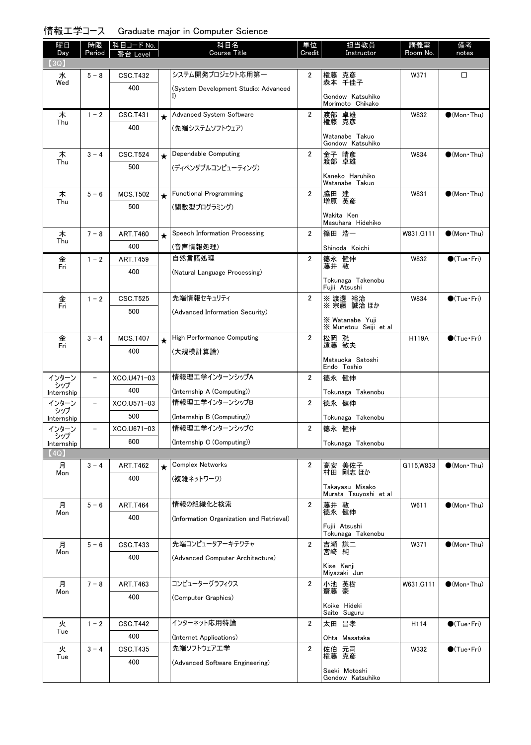## 情報工学コース　Graduate major in Computer Science

| 曜日 Day | 時限 Period | 科目コード No. 番台 Level | | 科目名 Course Title | 単位 Credit | 担当教員 Instructor | 講義室 Room No. | 備考 notes |
|---|---|---|---|---|---|---|---|---|
| 【3Q】 | | | | | | | | |
| 水 Wed | 5－8 | CSC.T432 400 | | システム開発プロジェクト応用第一 (System Development Studio: Advanced I) | 2 | 権藤 克彦 森本 千佳子 Gondow Katsuhiko Morimoto Chikako | W371 | □ |
| 木 Thu | 1－2 | CSC.T431 400 | ★ | Advanced System Software (先端システムソフトウェア) | 2 | 渡部 卓雄 権藤 克彦 Watanabe Takuo Gondow Katsuhiko | W832 | ●(Mon・Thu) |
| 木 Thu | 3－4 | CSC.T524 500 | ★ | Dependable Computing (ディペンダブルコンピューティング) | 2 | 金子 晴彦 渡部 卓雄 Kaneko Haruhiko Watanabe Takuo | W834 | ●(Mon・Thu) |
| 木 Thu | 5－6 | MCS.T502 500 | ★ | Functional Programming (関数型プログラミング) | 2 | 脇田 建 増原 英彦 Wakita Ken Masuhara Hidehiko | W831 | ●(Mon・Thu) |
| 木 Thu | 7－8 | ART.T460 400 | ★ | Speech Information Processing (音声情報処理) | 2 | 篠田 浩一 Shinoda Koichi | W831,G111 | ●(Mon・Thu) |
| 金 Fri | 1－2 | ART.T459 400 | | 自然言語処理 (Natural Language Processing) | 2 | 徳永 健伸 藤井 敦 Tokunaga Takenobu Fujii Atsushi | W832 | ●(Tue・Fri) |
| 金 Fri | 1－2 | CSC.T525 500 | | 先端情報セキュリティ (Advanced Information Security) | 2 | ※ 渡邊 裕治 ※ 宗藤 誠治 ほか ※ Watanabe Yuji ※ Munetou Seiji et al | W834 | ●(Tue・Fri) |
| 金 Fri | 3－4 | MCS.T407 400 | ★ | High Performance Computing (大規模計算論) | 2 | 松岡 聡 遠藤 敏夫 Matsuoka Satoshi Endo Toshio | H119A | ●(Tue・Fri) |
| インターンシップ Internship | － | XCO.U471-03 400 | | 情報理工学インターンシップA (Internship A (Computing)) | 2 | 徳永 健伸 Tokunaga Takenobu | | |
| インターンシップ Internship | － | XCO.U571-03 500 | | 情報理工学インターンシップB (Internship B (Computing)) | 2 | 徳永 健伸 Tokunaga Takenobu | | |
| インターンシップ Internship | － | XCO.U671-03 600 | | 情報理工学インターンシップC (Internship C (Computing)) | 2 | 徳永 健伸 Tokunaga Takenobu | | |
| 【4Q】 | | | | | | | | |
| 月 Mon | 3－4 | ART.T462 400 | ★ | Complex Networks (複雑ネットワーク) | 2 | 高安 美佐子 村田 剛志 ほか Takayasu Misako Murata Tsuyoshi et al | G115,W833 | ●(Mon・Thu) |
| 月 Mon | 5－6 | ART.T464 400 | | 情報の組織化と検索 (Information Organization and Retrieval) | 2 | 藤井 敦 徳永 健伸 Fujii Atsushi Tokunaga Takenobu | W611 | ●(Mon・Thu) |
| 月 Mon | 5－6 | CSC.T433 400 | | 先端コンピュータアーキテクチャ (Advanced Computer Architecture) | 2 | 吉瀬 謙二 宮﨑 純 Kise Kenji Miyazaki Jun | W371 | ●(Mon・Thu) |
| 月 Mon | 7－8 | ART.T463 400 | | コンピューターグラフィクス (Computer Graphics) | 2 | 小池 英樹 齋藤 豪 Koike Hideki Saito Suguru | W631,G111 | ●(Mon・Thu) |
| 火 Tue | 1－2 | CSC.T442 400 | | インターネット応用特論 (Internet Applications) | 2 | 太田 昌孝 Ohta Masataka | H114 | ●(Tue・Fri) |
| 火 Tue | 3－4 | CSC.T435 400 | | 先端ソフトウェア工学 (Advanced Software Engineering) | 2 | 佐伯 元司 権藤 克彦 Saeki Motoshi Gondow Katsuhiko | W332 | ●(Tue・Fri) |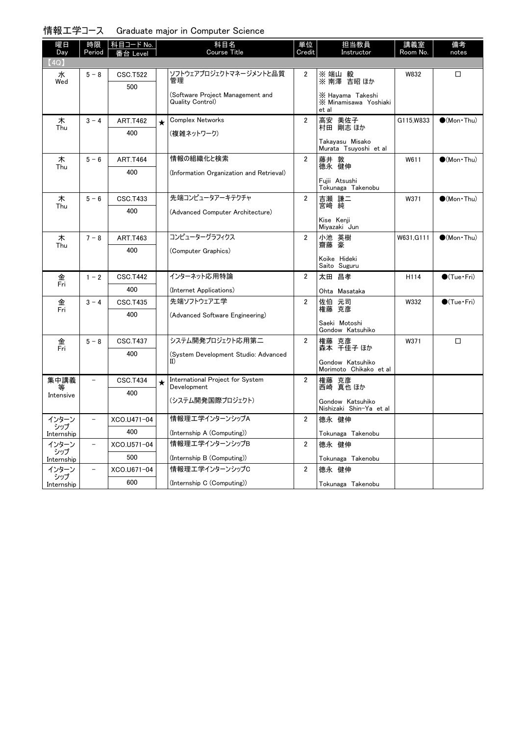## 情報工学コース　Graduate major in Computer Science

| 曜日 Day | 時限 Period | 科目コード No. 番台 Level | | 科目名 Course Title | 単位 Credit | 担当教員 Instructor | 講義室 Room No. | 備考 notes |
|---|---|---|---|---|---|---|---|---|
| 【4Q】 | | | | | | | | |
| 水 Wed | 5－8 | CSC.T522 500 | | ソフトウェアプロジェクトマネージメントと品質管理 (Software Project Management and Quality Control) | 2 | ※ 端山　毅 ※ 南澤　吉昭 ほか ※ Hayama Takeshi ※ Minamisawa Yoshiaki et al | W832 | □ |
| 木 Thu | 3－4 | ART.T462 400 | ★ | Complex Networks (複雑ネットワーク) | 2 | 高安　美佐子 村田　剛志 ほか Takayasu Misako Murata Tsuyoshi et al | G115,W833 | ●(Mon・Thu) |
| 木 Thu | 5－6 | ART.T464 400 | | 情報の組織化と検索 (Information Organization and Retrieval) | 2 | 藤井　敦 徳永　健伸 Fujii Atsushi Tokunaga Takenobu | W611 | ●(Mon・Thu) |
| 木 Thu | 5－6 | CSC.T433 400 | | 先端コンピュータアーキテクチャ (Advanced Computer Architecture) | 2 | 吉瀬　謙二 宮崎　純 Kise Kenji Miyazaki Jun | W371 | ●(Mon・Thu) |
| 木 Thu | 7－8 | ART.T463 400 | | コンピューターグラフィクス (Computer Graphics) | 2 | 小池　英樹 齋藤　豪 Koike Hideki Saito Suguru | W631,G111 | ●(Mon・Thu) |
| 金 Fri | 1－2 | CSC.T442 400 | | インターネット応用特論 (Internet Applications) | 2 | 太田　昌孝 Ohta Masataka | H114 | ●(Tue・Fri) |
| 金 Fri | 3－4 | CSC.T435 400 | | 先端ソフトウェア工学 (Advanced Software Engineering) | 2 | 佐伯　元司 権藤　克彦 Saeki Motoshi Gondow Katsuhiko | W332 | ●(Tue・Fri) |
| 金 Fri | 5－8 | CSC.T437 400 | | システム開発プロジェクト応用第二 (System Development Studio: Advanced II) | 2 | 権藤　克彦 森本　千佳子 ほか Gondow Katsuhiko Morimoto Chikako et al | W371 | □ |
| 集中講義等 Intensive | － | CSC.T434 400 | ★ | International Project for System Development (システム開発国際プロジェクト) | 2 | 権藤　克彦 西崎　真也 ほか Gondow Katsuhiko Nishizaki Shin-Ya et al | | |
| インターンシップ Internship | － | XCO.U471-04 400 | | 情報理工学インターンシップA (Internship A (Computing)) | 2 | 徳永　健伸 Tokunaga Takenobu | | |
| インターンシップ Internship | － | XCO.U571-04 500 | | 情報理工学インターンシップB (Internship B (Computing)) | 2 | 徳永　健伸 Tokunaga Takenobu | | |
| インターンシップ Internship | － | XCO.U671-04 600 | | 情報理工学インターンシップC (Internship C (Computing)) | 2 | 徳永　健伸 Tokunaga Takenobu | | |